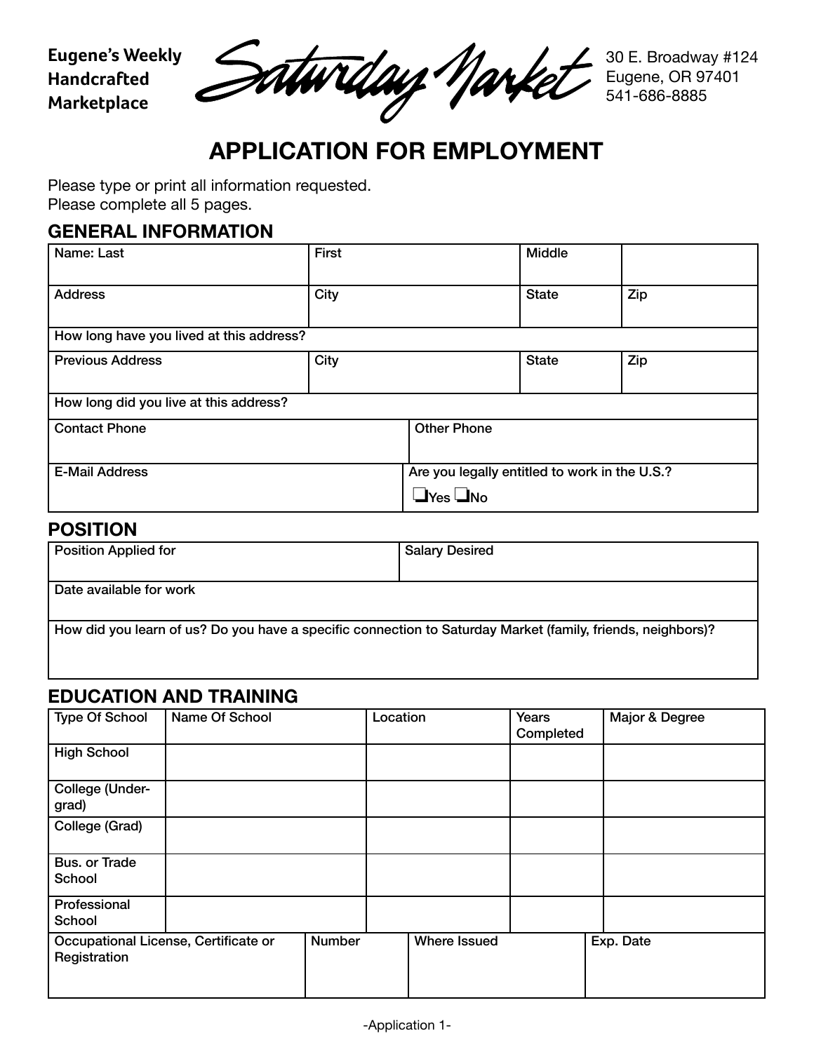Eugene's Weekly Handcrafted Marketplace

Saturday Market

30 E. Broadway #124
Eugene, OR 97401
541-686-8885

# APPLICATION FOR EMPLOYMENT

Please type or print all information requested.
Please complete all 5 pages.

## GENERAL INFORMATION

| Name: Last | First | Middle | |
|---|---|---|---|
| Address | City | State | Zip |
| How long have you lived at this address? | | | |
| Previous Address | City | State | Zip |
| How long did you live at this address? | | | |
| Contact Phone | Other Phone | | |
| E-Mail Address | Are you legally entitled to work in the U.S.? ❑Yes ❑No | | |

## POSITION

| Position Applied for | Salary Desired |
|---|---|
| Date available for work | |
| How did you learn of us? Do you have a specific connection to Saturday Market (family, friends, neighbors)? | |

## EDUCATION AND TRAINING

| Type Of School | Name Of School | Location | Years Completed | Major & Degree |
|---|---|---|---|---|
| High School | | | | |
| College (Under-grad) | | | | |
| College (Grad) | | | | |
| Bus. or Trade School | | | | |
| Professional School | | | | |

| Occupational License, Certificate or Registration | Number | Where Issued | Exp. Date |
|---|---|---|---|
| | | | |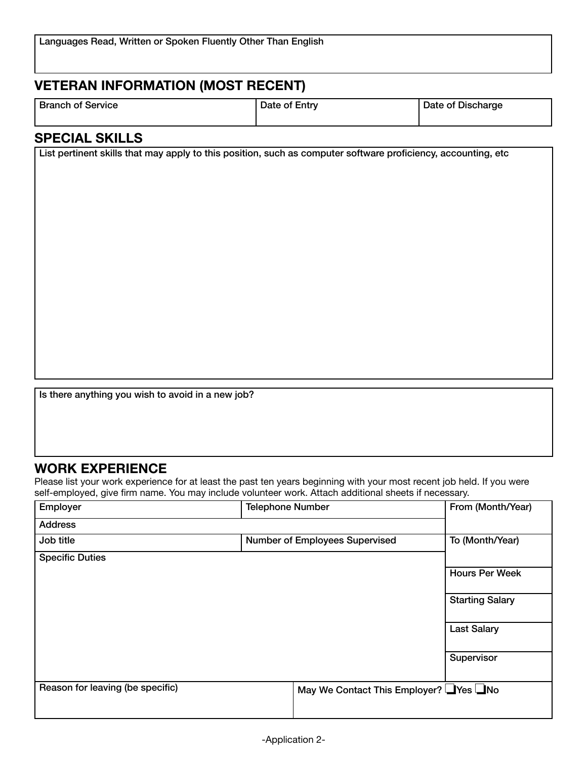| Languages Read, Written or Spoken Fluently Other Than English |
|---|
| |

## VETERAN INFORMATION (MOST RECENT)

| Branch of Service | Date of Entry | Date of Discharge |
|---|---|---|
| | | |

## SPECIAL SKILLS

| List pertinent skills that may apply to this position, such as computer software proficiency, accounting, etc |
|---|
| |

| Is there anything you wish to avoid in a new job? |
|---|
| |

## WORK EXPERIENCE

Please list your work experience for at least the past ten years beginning with your most recent job held. If you were self-employed, give firm name. You may include volunteer work. Attach additional sheets if necessary.

| Employer | Telephone Number | From (Month/Year) |
|---|---|---|
| Address | | |
| Job title | Number of Employees Supervised | To (Month/Year) |
| Specific Duties | | Hours Per Week |
| | | Starting Salary |
| | | Last Salary |
| | | Supervisor |
| Reason for leaving (be specific) | May We Contact This Employer? ❑Yes ❑No | |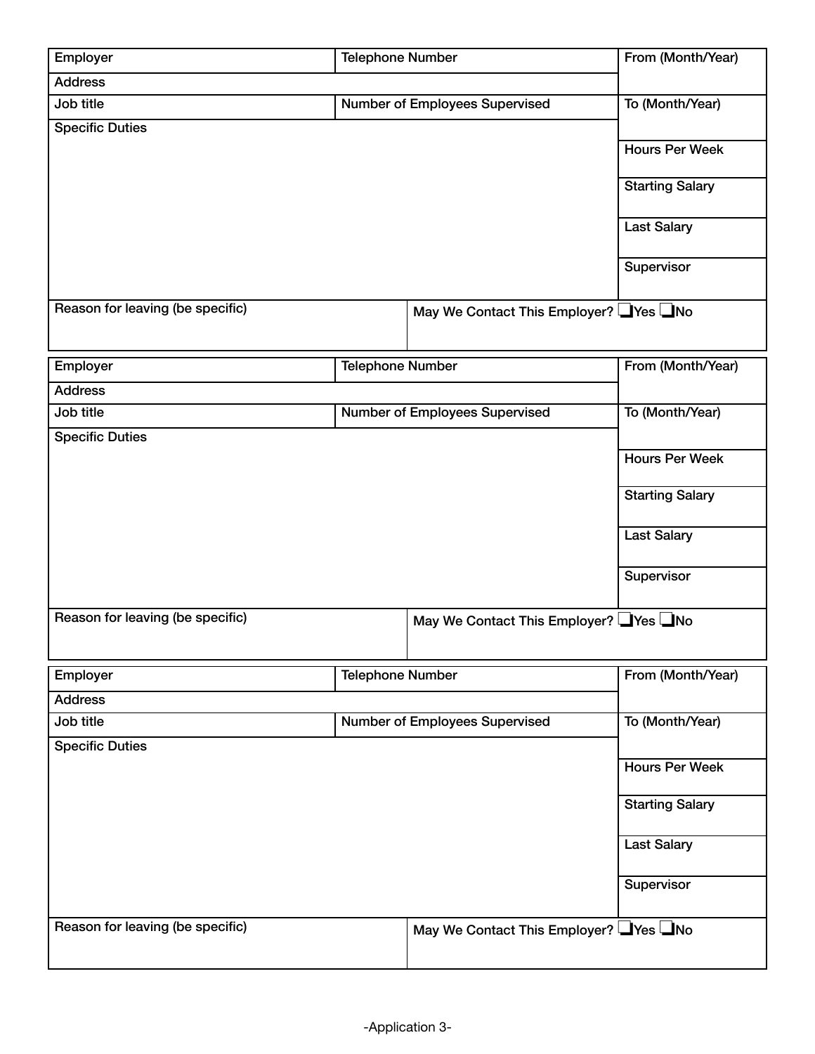| Employer | Telephone Number | From (Month/Year) |
|---|---|---|
| Address | | |
| Job title | Number of Employees Supervised | To (Month/Year) |
| Specific Duties | | Hours Per Week |
| | | Starting Salary |
| | | Last Salary |
| | | Supervisor |
| Reason for leaving (be specific) | May We Contact This Employer? ❑Yes ❑No | |

| Employer | Telephone Number | From (Month/Year) |
|---|---|---|
| Address | | |
| Job title | Number of Employees Supervised | To (Month/Year) |
| Specific Duties | | Hours Per Week |
| | | Starting Salary |
| | | Last Salary |
| | | Supervisor |
| Reason for leaving (be specific) | May We Contact This Employer? ❑Yes ❑No | |

| Employer | Telephone Number | From (Month/Year) |
|---|---|---|
| Address | | |
| Job title | Number of Employees Supervised | To (Month/Year) |
| Specific Duties | | Hours Per Week |
| | | Starting Salary |
| | | Last Salary |
| | | Supervisor |
| Reason for leaving (be specific) | May We Contact This Employer? ❑Yes ❑No | |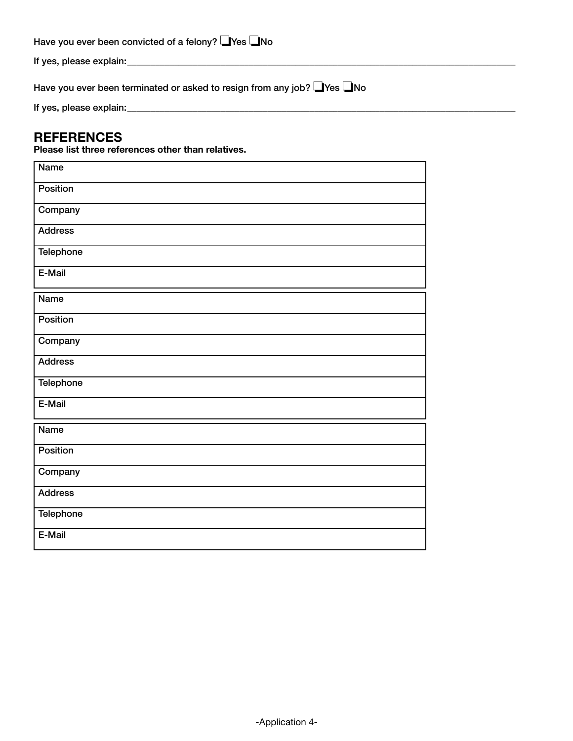Have you ever been convicted of a felony? ☐Yes ☐No

If yes, please explain:\_\_\_\_\_\_\_\_\_\_\_\_\_\_\_\_\_\_\_\_\_\_\_\_\_\_\_\_\_\_\_\_\_\_\_\_\_\_\_\_\_\_\_\_\_\_\_\_\_\_\_\_\_\_\_\_\_\_\_\_\_\_\_\_\_\_\_\_\_\_

Have you ever been terminated or asked to resign from any job? ☐Yes ☐No

If yes, please explain:\_\_\_\_\_\_\_\_\_\_\_\_\_\_\_\_\_\_\_\_\_\_\_\_\_\_\_\_\_\_\_\_\_\_\_\_\_\_\_\_\_\_\_\_\_\_\_\_\_\_\_\_\_\_\_\_\_\_\_\_\_\_\_\_\_\_\_\_\_\_

## REFERENCES

**Please list three references other than relatives.**

| Name |
|---|
| Position |
| Company |
| Address |
| Telephone |
| E-Mail |

| Name |
|---|
| Position |
| Company |
| Address |
| Telephone |
| E-Mail |

| Name |
|---|
| Position |
| Company |
| Address |
| Telephone |
| E-Mail |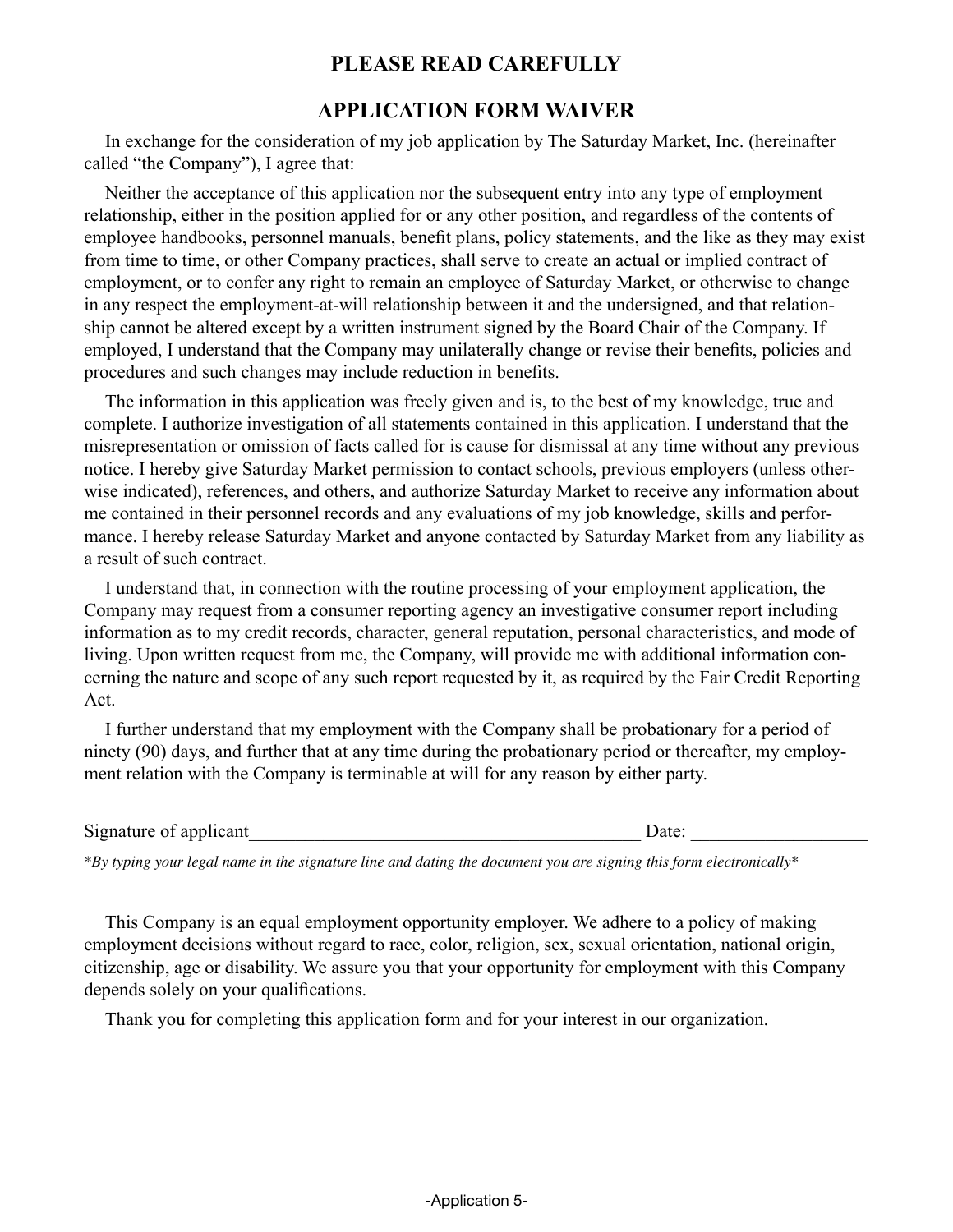## PLEASE READ CAREFULLY

## APPLICATION FORM WAIVER

In exchange for the consideration of my job application by The Saturday Market, Inc. (hereinafter called "the Company"), I agree that:

Neither the acceptance of this application nor the subsequent entry into any type of employment relationship, either in the position applied for or any other position, and regardless of the contents of employee handbooks, personnel manuals, benefit plans, policy statements, and the like as they may exist from time to time, or other Company practices, shall serve to create an actual or implied contract of employment, or to confer any right to remain an employee of Saturday Market, or otherwise to change in any respect the employment-at-will relationship between it and the undersigned, and that relationship cannot be altered except by a written instrument signed by the Board Chair of the Company. If employed, I understand that the Company may unilaterally change or revise their benefits, policies and procedures and such changes may include reduction in benefits.

The information in this application was freely given and is, to the best of my knowledge, true and complete. I authorize investigation of all statements contained in this application. I understand that the misrepresentation or omission of facts called for is cause for dismissal at any time without any previous notice. I hereby give Saturday Market permission to contact schools, previous employers (unless otherwise indicated), references, and others, and authorize Saturday Market to receive any information about me contained in their personnel records and any evaluations of my job knowledge, skills and performance. I hereby release Saturday Market and anyone contacted by Saturday Market from any liability as a result of such contract.

I understand that, in connection with the routine processing of your employment application, the Company may request from a consumer reporting agency an investigative consumer report including information as to my credit records, character, general reputation, personal characteristics, and mode of living. Upon written request from me, the Company, will provide me with additional information concerning the nature and scope of any such report requested by it, as required by the Fair Credit Reporting Act.

I further understand that my employment with the Company shall be probationary for a period of ninety (90) days, and further that at any time during the probationary period or thereafter, my employment relation with the Company is terminable at will for any reason by either party.

Signature of applicant\_\_\_\_\_\_\_\_\_\_\_\_\_\_\_\_\_\_\_\_\_\_\_\_\_\_\_\_\_\_\_\_\_\_\_\_\_\_\_\_ Date: \_\_\_\_\_\_\_\_\_\_\_\_\_\_\_\_\_\_

*\*By typing your legal name in the signature line and dating the document you are signing this form electronically\**

This Company is an equal employment opportunity employer. We adhere to a policy of making employment decisions without regard to race, color, religion, sex, sexual orientation, national origin, citizenship, age or disability. We assure you that your opportunity for employment with this Company depends solely on your qualifications.

Thank you for completing this application form and for your interest in our organization.